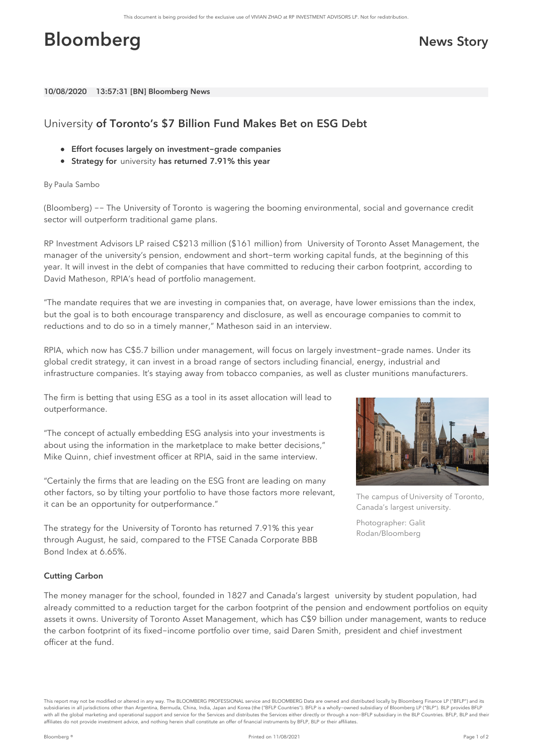# Bloomberg

News Story

10/08/2020 13:57:31 [BN] Bloomberg News

## University of Toronto's $7 Billion Fund Makes Bet on ESG Debt

- **Effort focuses largely on investment-grade companies**
- **Strategy for university has returned 7.91% this year**

By Paula Sambo

(Bloomberg) -- The University of Toronto is wagering the booming environmental, social and governance credit sector will outperform traditional game plans.

RP Investment Advisors LP raised C$213 million ($161 million) from University of Toronto Asset Management, the manager of the university's pension, endowment and short-term working capital funds, at the beginning of this year. It will invest in the debt of companies that have committed to reducing their carbon footprint, according to David Matheson, RPIA's head of portfolio management.

"The mandate requires that we are investing in companies that, on average, have lower emissions than the index, but the goal is to both encourage transparency and disclosure, as well as encourage companies to commit to reductions and to do so in a timely manner," Matheson said in an interview.

RPIA, which now has C$5.7 billion under management, will focus on largely investment-grade names. Under its global credit strategy, it can invest in a broad range of sectors including financial, energy, industrial and infrastructure companies. It's staying away from tobacco companies, as well as cluster munitions manufacturers.

The firm is betting that using ESG as a tool in its asset allocation will lead to outperformance.

"The concept of actually embedding ESG analysis into your investments is about using the information in the marketplace to make better decisions," Mike Quinn, chief investment officer at RPIA, said in the same interview.

"Certainly the firms that are leading on the ESG front are leading on many other factors, so by tilting your portfolio to have those factors more relevant, it can be an opportunity for outperformance."

The strategy for the University of Toronto has returned 7.91% this year through August, he said, compared to the FTSE Canada Corporate BBB Bond Index at 6.65%.

The campus of University of Toronto, Canada's largest university.

Photographer: Galit Rodan/Bloomberg

### Cutting Carbon

The money manager for the school, founded in 1827 and Canada's largest university by student population, had already committed to a reduction target for the carbon footprint of the pension and endowment portfolios on equity assets it owns. University of Toronto Asset Management, which has C$9 billion under management, wants to reduce the carbon footprint of its fixed-income portfolio over time, said Daren Smith, president and chief investment officer at the fund.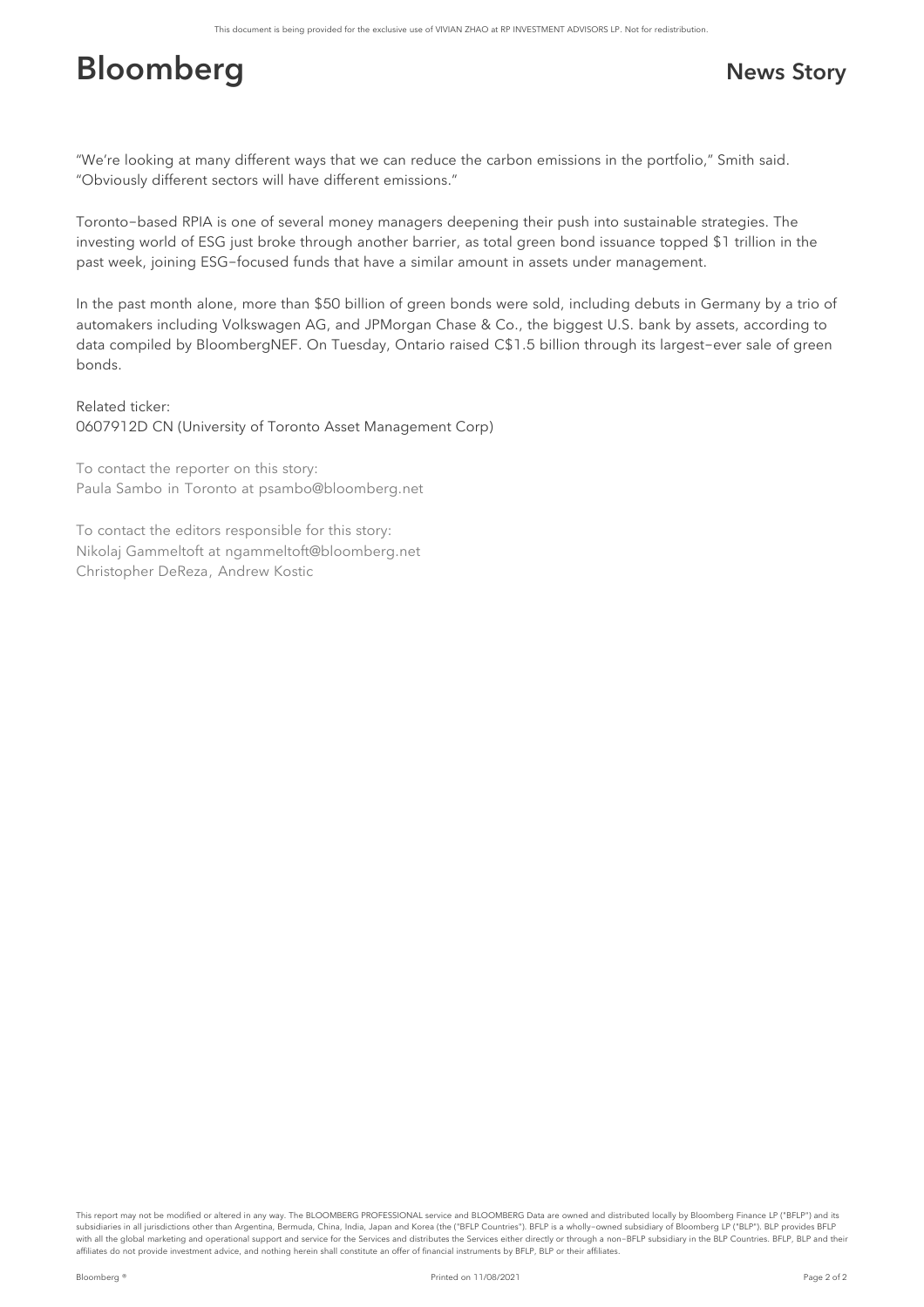"We're looking at many different ways that we can reduce the carbon emissions in the portfolio," Smith said. "Obviously different sectors will have different emissions."

Toronto-based RPIA is one of several money managers deepening their push into sustainable strategies. The investing world of ESG just broke through another barrier, as total green bond issuance topped $1 trillion in the past week, joining ESG-focused funds that have a similar amount in assets under management.

In the past month alone, more than $50 billion of green bonds were sold, including debuts in Germany by a trio of automakers including Volkswagen AG, and JPMorgan Chase & Co., the biggest U.S. bank by assets, according to data compiled by BloombergNEF. On Tuesday, Ontario raised C$1.5 billion through its largest-ever sale of green bonds.

Related ticker:
0607912D CN (University of Toronto Asset Management Corp)

To contact the reporter on this story:
Paula Sambo in Toronto at psambo@bloomberg.net

To contact the editors responsible for this story:
Nikolaj Gammeltoft at ngammeltoft@bloomberg.net
Christopher DeReza, Andrew Kostic